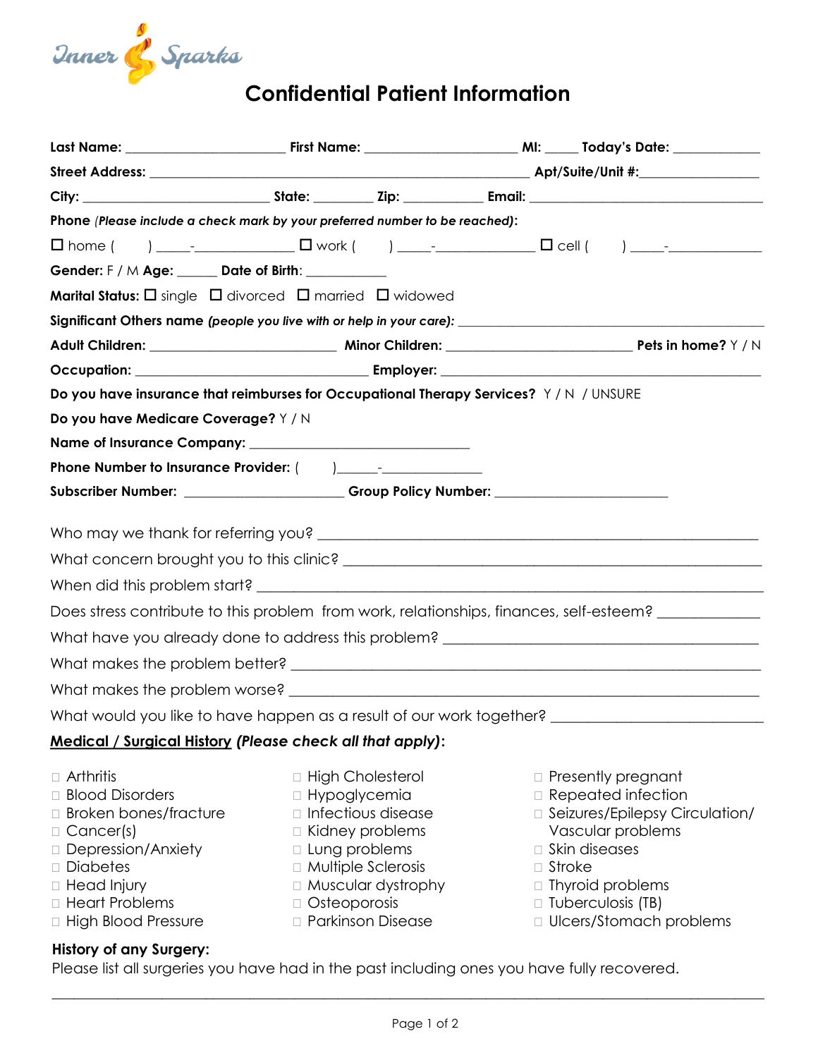Inner Sparks

# Confidential Patient Information

**Last Name:** ______________________ **First Name:** _____________________ **MI:** _____ **Today's Date:** _____________

**Street Address:** ______________________________________________________ **Apt/Suite/Unit #:**_________________

**City:** ___________________________ **State:** ________ **Zip:** ___________ **Email:** __________________________________

**Phone** ***(Please include a check mark by your preferred number to be reached)*****:**

☐ home (     ) _____-______________ ☐ work (     ) _____-______________ ☐ cell (     ) _____-______________

**Gender:** F / M **Age:** _____ **Date of Birth**: ___________

**Marital Status:** ☐ single ☐ divorced ☐ married ☐ widowed

**Significant Others name** ***(people you live with or help in your care):*** ____________________________________________

**Adult Children:** __________________________ **Minor Children:** __________________________ **Pets in home?** Y / N

**Occupation:** ________________________________ **Employer:** ____________________________________________

**Do you have insurance that reimburses for Occupational Therapy Services?** Y / N / UNSURE

**Do you have Medicare Coverage?** Y / N

**Name of Insurance Company:** ______________________________

**Phone Number to Insurance Provider:** (       )______-______________

**Subscriber Number:** ______________________ **Group Policy Number:** ________________________

Who may we thank for referring you? ____________________________________________________________

What concern brought you to this clinic? _________________________________________________________

When did this problem start? ___________________________________________________________________

Does stress contribute to this problem from work, relationships, finances, self-esteem? _____________

What have you already done to address this problem? ___________________________________________

What makes the problem better? _________________________________________________________________

What makes the problem worse? _________________________________________________________________

What would you like to have happen as a result of our work together? ___________________________

**Medical / Surgical History** ***(Please check all that apply)*****:**

- ☐ Arthritis
- ☐ Blood Disorders
- ☐ Broken bones/fracture
- ☐ Cancer(s)
- ☐ Depression/Anxiety
- ☐ Diabetes
- ☐ Head Injury
- ☐ Heart Problems
- ☐ High Blood Pressure
- ☐ High Cholesterol
- ☐ Hypoglycemia
- ☐ Infectious disease
- ☐ Kidney problems
- ☐ Lung problems
- ☐ Multiple Sclerosis
- ☐ Muscular dystrophy
- ☐ Osteoporosis
- ☐ Parkinson Disease
- ☐ Presently pregnant
- ☐ Repeated infection
- ☐ Seizures/Epilepsy Circulation/ Vascular problems
- ☐ Skin diseases
- ☐ Stroke
- ☐ Thyroid problems
- ☐ Tuberculosis (TB)
- ☐ Ulcers/Stomach problems

**History of any Surgery:**

Please list all surgeries you have had in the past including ones you have fully recovered.

_____________________________________________________________________________________________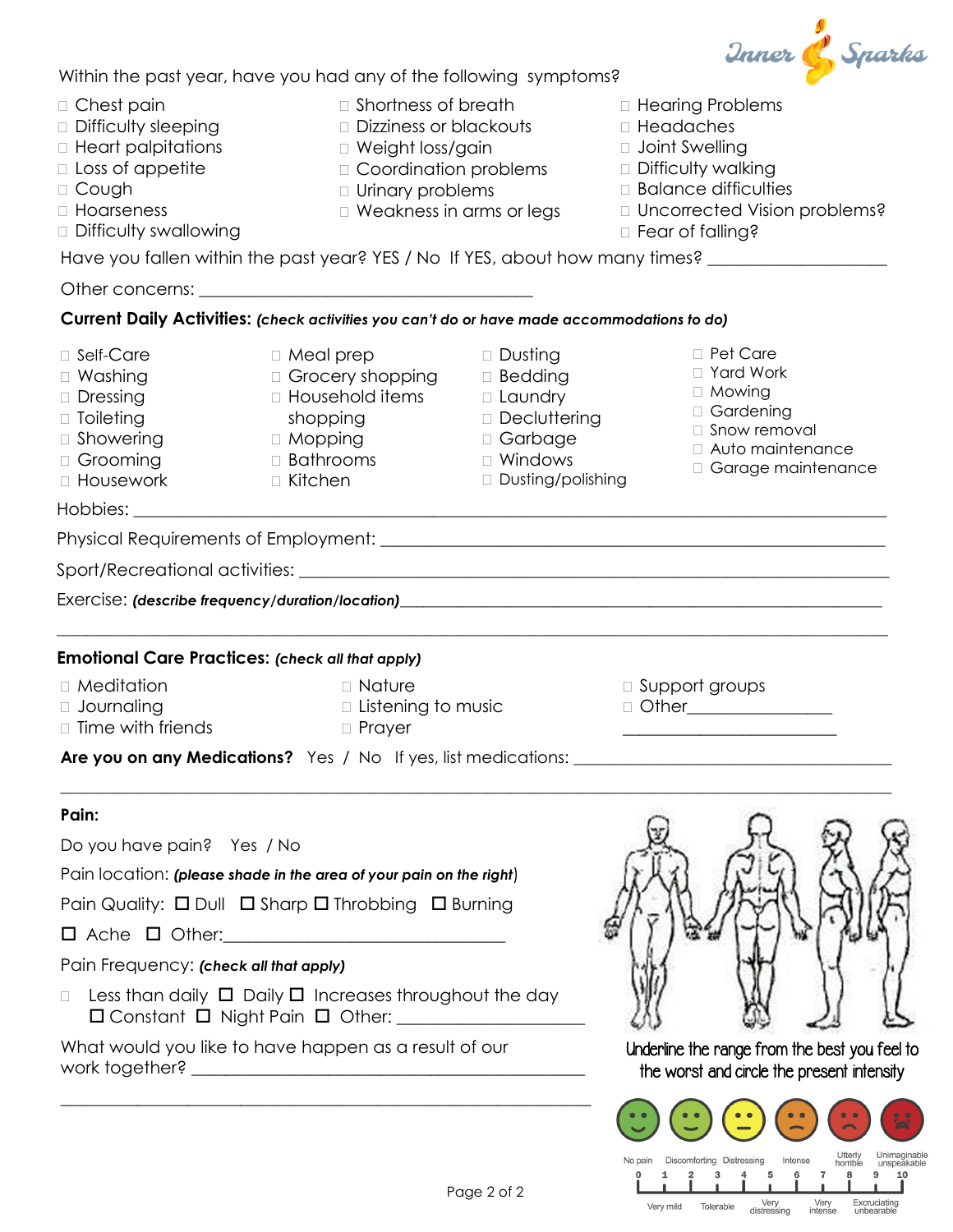Within the past year, have you had any of the following symptoms?

- ☐ Chest pain
- ☐ Difficulty sleeping
- ☐ Heart palpitations
- ☐ Loss of appetite
- ☐ Cough
- ☐ Hoarseness
- ☐ Difficulty swallowing
- ☐ Shortness of breath
- ☐ Dizziness or blackouts
- ☐ Weight loss/gain
- ☐ Coordination problems
- ☐ Urinary problems
- ☐ Weakness in arms or legs
- ☐ Hearing Problems
- ☐ Headaches
- ☐ Joint Swelling
- ☐ Difficulty walking
- ☐ Balance difficulties
- ☐ Uncorrected Vision problems?
- ☐ Fear of falling?

Have you fallen within the past year? YES / No If YES, about how many times? ____________________

Other concerns: ________________________________________

**Current Daily Activities:** ***(check activities you can't do or have made accommodations to do)***

- ☐ Self-Care
- ☐ Washing
- ☐ Dressing
- ☐ Toileting
- ☐ Showering
- ☐ Grooming
- ☐ Housework
- ☐ Meal prep
- ☐ Grocery shopping
- ☐ Household items shopping
- ☐ Mopping
- ☐ Bathrooms
- ☐ Kitchen
- ☐ Dusting
- ☐ Bedding
- ☐ Laundry
- ☐ Decluttering
- ☐ Garbage
- ☐ Windows
- ☐ Dusting/polishing
- ☐ Pet Care
- ☐ Yard Work
- ☐ Mowing
- ☐ Gardening
- ☐ Snow removal
- ☐ Auto maintenance
- ☐ Garage maintenance

Hobbies: ____________________________________________________________________________

Physical Requirements of Employment: ______________________________________________________

Sport/Recreational activities: ___________________________________________________________

Exercise: ***(describe frequency/duration/location)***______________________________________________

______________________________________________________________________________________

**Emotional Care Practices:** ***(check all that apply)***

- ☐ Meditation
- ☐ Journaling
- ☐ Time with friends
- ☐ Nature
- ☐ Listening to music
- ☐ Prayer
- ☐ Support groups
- ☐ Other________________ ______________________

**Are you on any Medications?** Yes / No If yes, list medications: ___________________________________

______________________________________________________________________________________

**Pain:**

Do you have pain? Yes / No

Pain location: ***(please shade in the area of your pain on the right)***

Pain Quality: ☐ Dull ☐ Sharp ☐ Throbbing ☐ Burning

☐ Ache ☐ Other:________________________________

Pain Frequency: ***(check all that apply)***

☐ Less than daily ☐ Daily ☐ Increases throughout the day

☐ Constant ☐ Night Pain ☐ Other: ____________________

What would you like to have happen as a result of our work together? _____________________________________________

__________________________________________________________

Underline the range from the best you feel to the worst and circle the present intensity

No pain, Discomforting, Distressing, Intense, Utterly horrible, Unimaginable unspeakable

0 1 2 3 4 5 6 7 8 9 10

Very mild, Tolerable, Very distressing, Very intense, Excruciating unbearable